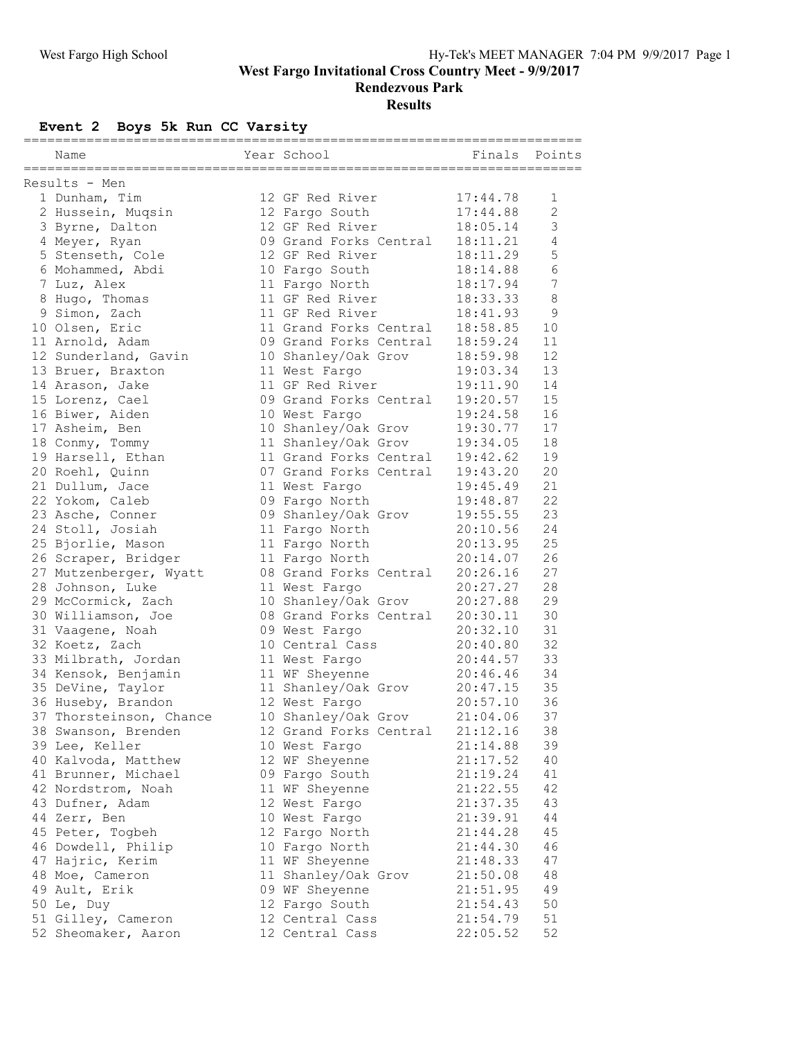# West Fargo Invitational Cross Country Meet - 9/9/2017

## Rendezvous Park

## Results

### Event 2 Boys 5k Run CC Varsity

Results - Men

| Place | Name | Year | School | Finals | Points |
|---|---|---|---|---|---|
| 1 | Dunham, Tim | 12 | GF Red River | 17:44.78 | 1 |
| 2 | Hussein, Muqsin | 12 | Fargo South | 17:44.88 | 2 |
| 3 | Byrne, Dalton | 12 | GF Red River | 18:05.14 | 3 |
| 4 | Meyer, Ryan | 09 | Grand Forks Central | 18:11.21 | 4 |
| 5 | Stenseth, Cole | 12 | GF Red River | 18:11.29 | 5 |
| 6 | Mohammed, Abdi | 10 | Fargo South | 18:14.88 | 6 |
| 7 | Luz, Alex | 11 | Fargo North | 18:17.94 | 7 |
| 8 | Hugo, Thomas | 11 | GF Red River | 18:33.33 | 8 |
| 9 | Simon, Zach | 11 | GF Red River | 18:41.93 | 9 |
| 10 | Olsen, Eric | 11 | Grand Forks Central | 18:58.85 | 10 |
| 11 | Arnold, Adam | 09 | Grand Forks Central | 18:59.24 | 11 |
| 12 | Sunderland, Gavin | 10 | Shanley/Oak Grov | 18:59.98 | 12 |
| 13 | Bruer, Braxton | 11 | West Fargo | 19:03.34 | 13 |
| 14 | Arason, Jake | 11 | GF Red River | 19:11.90 | 14 |
| 15 | Lorenz, Cael | 09 | Grand Forks Central | 19:20.57 | 15 |
| 16 | Biwer, Aiden | 10 | West Fargo | 19:24.58 | 16 |
| 17 | Asheim, Ben | 10 | Shanley/Oak Grov | 19:30.77 | 17 |
| 18 | Conmy, Tommy | 11 | Shanley/Oak Grov | 19:34.05 | 18 |
| 19 | Harsell, Ethan | 11 | Grand Forks Central | 19:42.62 | 19 |
| 20 | Roehl, Quinn | 07 | Grand Forks Central | 19:43.20 | 20 |
| 21 | Dullum, Jace | 11 | West Fargo | 19:45.49 | 21 |
| 22 | Yokom, Caleb | 09 | Fargo North | 19:48.87 | 22 |
| 23 | Asche, Conner | 09 | Shanley/Oak Grov | 19:55.55 | 23 |
| 24 | Stoll, Josiah | 11 | Fargo North | 20:10.56 | 24 |
| 25 | Bjorlie, Mason | 11 | Fargo North | 20:13.95 | 25 |
| 26 | Scraper, Bridger | 11 | Fargo North | 20:14.07 | 26 |
| 27 | Mutzenberger, Wyatt | 08 | Grand Forks Central | 20:26.16 | 27 |
| 28 | Johnson, Luke | 11 | West Fargo | 20:27.27 | 28 |
| 29 | McCormick, Zach | 10 | Shanley/Oak Grov | 20:27.88 | 29 |
| 30 | Williamson, Joe | 08 | Grand Forks Central | 20:30.11 | 30 |
| 31 | Vaagene, Noah | 09 | West Fargo | 20:32.10 | 31 |
| 32 | Koetz, Zach | 10 | Central Cass | 20:40.80 | 32 |
| 33 | Milbrath, Jordan | 11 | West Fargo | 20:44.57 | 33 |
| 34 | Kensok, Benjamin | 11 | WF Sheyenne | 20:46.46 | 34 |
| 35 | DeVine, Taylor | 11 | Shanley/Oak Grov | 20:47.15 | 35 |
| 36 | Huseby, Brandon | 12 | West Fargo | 20:57.10 | 36 |
| 37 | Thorsteinson, Chance | 10 | Shanley/Oak Grov | 21:04.06 | 37 |
| 38 | Swanson, Brenden | 12 | Grand Forks Central | 21:12.16 | 38 |
| 39 | Lee, Keller | 10 | West Fargo | 21:14.88 | 39 |
| 40 | Kalvoda, Matthew | 12 | WF Sheyenne | 21:17.52 | 40 |
| 41 | Brunner, Michael | 09 | Fargo South | 21:19.24 | 41 |
| 42 | Nordstrom, Noah | 11 | WF Sheyenne | 21:22.55 | 42 |
| 43 | Dufner, Adam | 12 | West Fargo | 21:37.35 | 43 |
| 44 | Zerr, Ben | 10 | West Fargo | 21:39.91 | 44 |
| 45 | Peter, Togbeh | 12 | Fargo North | 21:44.28 | 45 |
| 46 | Dowdell, Philip | 10 | Fargo North | 21:44.30 | 46 |
| 47 | Hajric, Kerim | 11 | WF Sheyenne | 21:48.33 | 47 |
| 48 | Moe, Cameron | 11 | Shanley/Oak Grov | 21:50.08 | 48 |
| 49 | Ault, Erik | 09 | WF Sheyenne | 21:51.95 | 49 |
| 50 | Le, Duy | 12 | Fargo South | 21:54.43 | 50 |
| 51 | Gilley, Cameron | 12 | Central Cass | 21:54.79 | 51 |
| 52 | Sheomaker, Aaron | 12 | Central Cass | 22:05.52 | 52 |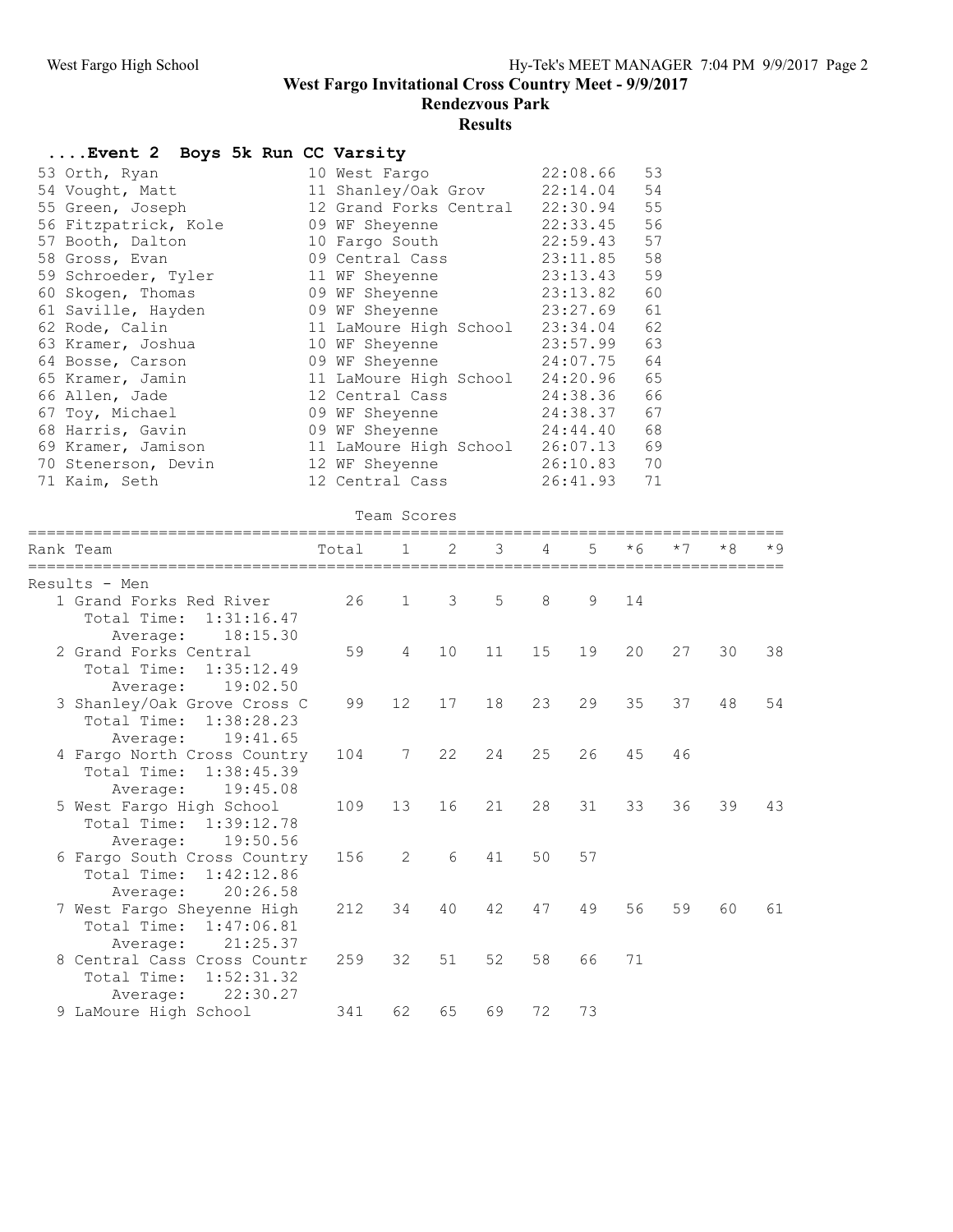West Fargo High School

Hy-Tek's MEET MANAGER 7:04 PM 9/9/2017 Page 2

# West Fargo Invitational Cross Country Meet - 9/9/2017

## Rendezvous Park

## Results

### ....Event 2 Boys 5k Run CC Varsity

| | | | | | |
|---|---|---|---|---|---|
| 53 | Orth, Ryan | 10 | West Fargo | 22:08.66 | 53 |
| 54 | Vought, Matt | 11 | Shanley/Oak Grov | 22:14.04 | 54 |
| 55 | Green, Joseph | 12 | Grand Forks Central | 22:30.94 | 55 |
| 56 | Fitzpatrick, Kole | 09 | WF Sheyenne | 22:33.45 | 56 |
| 57 | Booth, Dalton | 10 | Fargo South | 22:59.43 | 57 |
| 58 | Gross, Evan | 09 | Central Cass | 23:11.85 | 58 |
| 59 | Schroeder, Tyler | 11 | WF Sheyenne | 23:13.43 | 59 |
| 60 | Skogen, Thomas | 09 | WF Sheyenne | 23:13.82 | 60 |
| 61 | Saville, Hayden | 09 | WF Sheyenne | 23:27.69 | 61 |
| 62 | Rode, Calin | 11 | LaMoure High School | 23:34.04 | 62 |
| 63 | Kramer, Joshua | 10 | WF Sheyenne | 23:57.99 | 63 |
| 64 | Bosse, Carson | 09 | WF Sheyenne | 24:07.75 | 64 |
| 65 | Kramer, Jamin | 11 | LaMoure High School | 24:20.96 | 65 |
| 66 | Allen, Jade | 12 | Central Cass | 24:38.36 | 66 |
| 67 | Toy, Michael | 09 | WF Sheyenne | 24:38.37 | 67 |
| 68 | Harris, Gavin | 09 | WF Sheyenne | 24:44.40 | 68 |
| 69 | Kramer, Jamison | 11 | LaMoure High School | 26:07.13 | 69 |
| 70 | Stenerson, Devin | 12 | WF Sheyenne | 26:10.83 | 70 |
| 71 | Kaim, Seth | 12 | Central Cass | 26:41.93 | 71 |

Team Scores

| Rank Team | Total | 1 | 2 | 3 | 4 | 5 | *6 | *7 | *8 | *9 |
|---|---|---|---|---|---|---|---|---|---|---|
| **Results - Men** | | | | | | | | | | |
| 1 Grand Forks Red River | 26 | 1 | 3 | 5 | 8 | 9 | 14 | | | |
| Total Time: 1:31:16.47 | | | | | | | | | | |
| Average: 18:15.30 | | | | | | | | | | |
| 2 Grand Forks Central | 59 | 4 | 10 | 11 | 15 | 19 | 20 | 27 | 30 | 38 |
| Total Time: 1:35:12.49 | | | | | | | | | | |
| Average: 19:02.50 | | | | | | | | | | |
| 3 Shanley/Oak Grove Cross C | 99 | 12 | 17 | 18 | 23 | 29 | 35 | 37 | 48 | 54 |
| Total Time: 1:38:28.23 | | | | | | | | | | |
| Average: 19:41.65 | | | | | | | | | | |
| 4 Fargo North Cross Country | 104 | 7 | 22 | 24 | 25 | 26 | 45 | 46 | | |
| Total Time: 1:38:45.39 | | | | | | | | | | |
| Average: 19:45.08 | | | | | | | | | | |
| 5 West Fargo High School | 109 | 13 | 16 | 21 | 28 | 31 | 33 | 36 | 39 | 43 |
| Total Time: 1:39:12.78 | | | | | | | | | | |
| Average: 19:50.56 | | | | | | | | | | |
| 6 Fargo South Cross Country | 156 | 2 | 6 | 41 | 50 | 57 | | | | |
| Total Time: 1:42:12.86 | | | | | | | | | | |
| Average: 20:26.58 | | | | | | | | | | |
| 7 West Fargo Sheyenne High | 212 | 34 | 40 | 42 | 47 | 49 | 56 | 59 | 60 | 61 |
| Total Time: 1:47:06.81 | | | | | | | | | | |
| Average: 21:25.37 | | | | | | | | | | |
| 8 Central Cass Cross Countr | 259 | 32 | 51 | 52 | 58 | 66 | 71 | | | |
| Total Time: 1:52:31.32 | | | | | | | | | | |
| Average: 22:30.27 | | | | | | | | | | |
| 9 LaMoure High School | 341 | 62 | 65 | 69 | 72 | 73 | | | | |